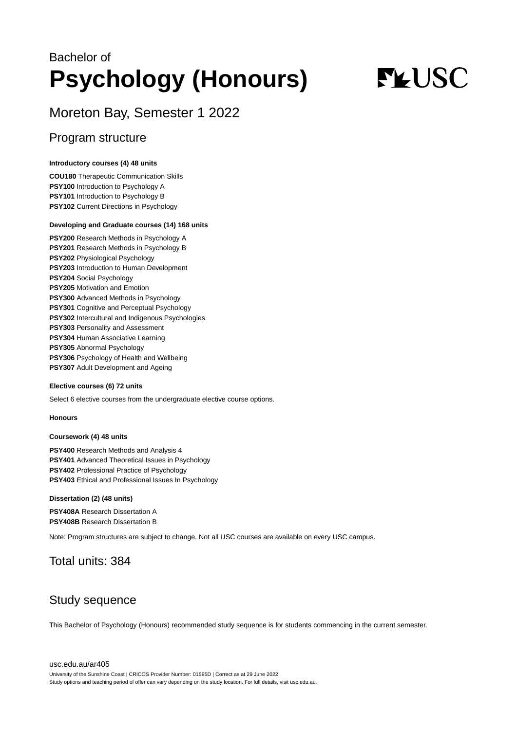Bachelor of

# Psychology (Honours)

## Moreton Bay, Semester 1 2022

## Program structure

**Introductory courses (4) 48 units**

**COU180** Therapeutic Communication Skills
**PSY100** Introduction to Psychology A
**PSY101** Introduction to Psychology B
**PSY102** Current Directions in Psychology

**Developing and Graduate courses (14) 168 units**

**PSY200** Research Methods in Psychology A
**PSY201** Research Methods in Psychology B
**PSY202** Physiological Psychology
**PSY203** Introduction to Human Development
**PSY204** Social Psychology
**PSY205** Motivation and Emotion
**PSY300** Advanced Methods in Psychology
**PSY301** Cognitive and Perceptual Psychology
**PSY302** Intercultural and Indigenous Psychologies
**PSY303** Personality and Assessment
**PSY304** Human Associative Learning
**PSY305** Abnormal Psychology
**PSY306** Psychology of Health and Wellbeing
**PSY307** Adult Development and Ageing

**Elective courses (6) 72 units**

Select 6 elective courses from the undergraduate elective course options.

**Honours**

**Coursework (4) 48 units**

**PSY400** Research Methods and Analysis 4
**PSY401** Advanced Theoretical Issues in Psychology
**PSY402** Professional Practice of Psychology
**PSY403** Ethical and Professional Issues In Psychology

**Dissertation (2) (48 units)**

**PSY408A** Research Dissertation A
**PSY408B** Research Dissertation B

Note: Program structures are subject to change. Not all USC courses are available on every USC campus.

## Total units: 384

## Study sequence

This Bachelor of Psychology (Honours) recommended study sequence is for students commencing in the current semester.

usc.edu.au/ar405

University of the Sunshine Coast | CRICOS Provider Number: 01595D | Correct as at 29 June 2022
Study options and teaching period of offer can vary depending on the study location. For full details, visit usc.edu.au.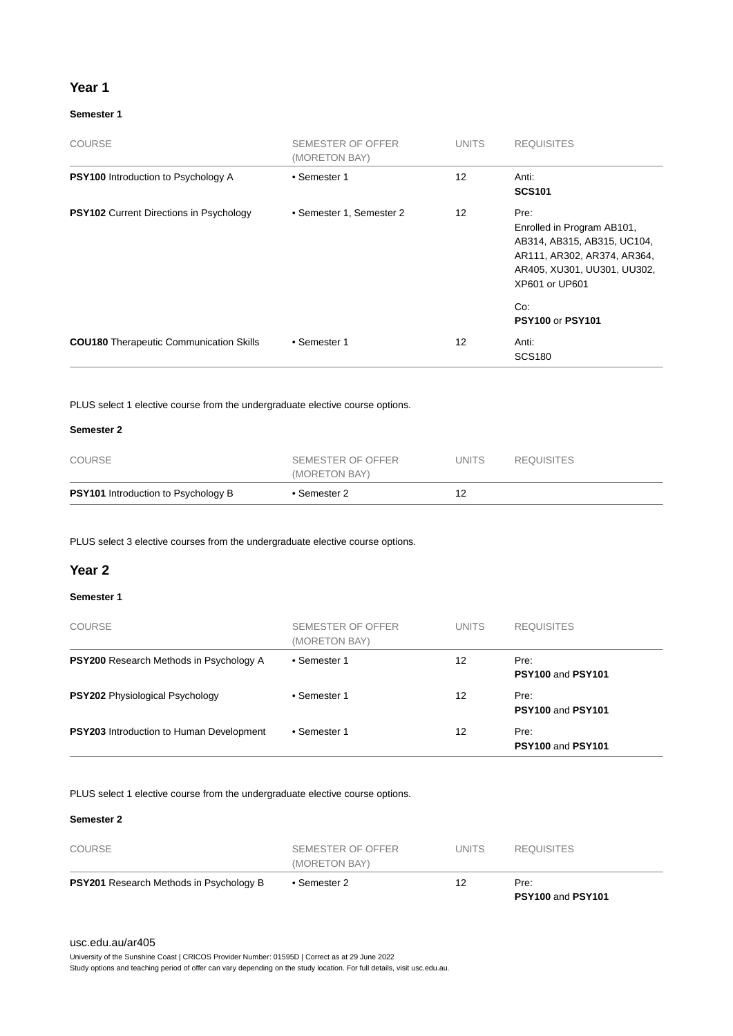## Year 1

### Semester 1

| COURSE | SEMESTER OF OFFER (MORETON BAY) | UNITS | REQUISITES |
|---|---|---|---|
| **PSY100** Introduction to Psychology A | • Semester 1 | 12 | Anti: **SCS101** |
| **PSY102** Current Directions in Psychology | • Semester 1, Semester 2 | 12 | Pre: Enrolled in Program AB101, AB314, AB315, AB315, UC104, AR111, AR302, AR374, AR364, AR405, XU301, UU301, UU302, XP601 or UP601<br><br>Co: **PSY100** or **PSY101** |
| **COU180** Therapeutic Communication Skills | • Semester 1 | 12 | Anti: SCS180 |

PLUS select 1 elective course from the undergraduate elective course options.

### Semester 2

| COURSE | SEMESTER OF OFFER (MORETON BAY) | UNITS | REQUISITES |
|---|---|---|---|
| **PSY101** Introduction to Psychology B | • Semester 2 | 12 | |

PLUS select 3 elective courses from the undergraduate elective course options.

## Year 2

### Semester 1

| COURSE | SEMESTER OF OFFER (MORETON BAY) | UNITS | REQUISITES |
|---|---|---|---|
| **PSY200** Research Methods in Psychology A | • Semester 1 | 12 | Pre: **PSY100** and **PSY101** |
| **PSY202** Physiological Psychology | • Semester 1 | 12 | Pre: **PSY100** and **PSY101** |
| **PSY203** Introduction to Human Development | • Semester 1 | 12 | Pre: **PSY100** and **PSY101** |

PLUS select 1 elective course from the undergraduate elective course options.

### Semester 2

| COURSE | SEMESTER OF OFFER (MORETON BAY) | UNITS | REQUISITES |
|---|---|---|---|
| **PSY201** Research Methods in Psychology B | • Semester 2 | 12 | Pre: **PSY100** and **PSY101** |

usc.edu.au/ar405

University of the Sunshine Coast | CRICOS Provider Number: 01595D | Correct as at 29 June 2022
Study options and teaching period of offer can vary depending on the study location. For full details, visit usc.edu.au.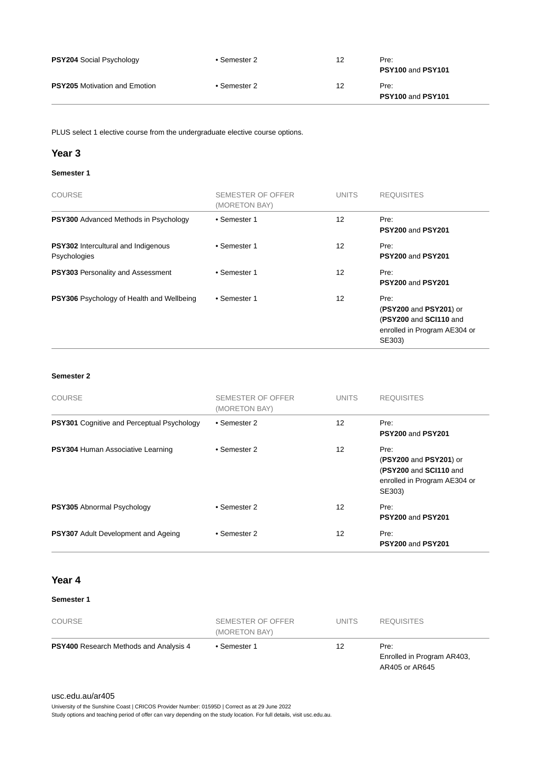| COURSE | SEMESTER OF OFFER (MORETON BAY) | UNITS | REQUISITES |
|---|---|---|---|
| **PSY204** Social Psychology | • Semester 2 | 12 | Pre: **PSY100** and **PSY101** |
| **PSY205** Motivation and Emotion | • Semester 2 | 12 | Pre: **PSY100** and **PSY101** |

PLUS select 1 elective course from the undergraduate elective course options.

## Year 3

#### Semester 1

| COURSE | SEMESTER OF OFFER (MORETON BAY) | UNITS | REQUISITES |
|---|---|---|---|
| **PSY300** Advanced Methods in Psychology | • Semester 1 | 12 | Pre: **PSY200** and **PSY201** |
| **PSY302** Intercultural and Indigenous Psychologies | • Semester 1 | 12 | Pre: **PSY200** and **PSY201** |
| **PSY303** Personality and Assessment | • Semester 1 | 12 | Pre: **PSY200** and **PSY201** |
| **PSY306** Psychology of Health and Wellbeing | • Semester 1 | 12 | Pre: (**PSY200** and **PSY201**) or (**PSY200** and **SCI110** and enrolled in Program AE304 or SE303) |

#### Semester 2

| COURSE | SEMESTER OF OFFER (MORETON BAY) | UNITS | REQUISITES |
|---|---|---|---|
| **PSY301** Cognitive and Perceptual Psychology | • Semester 2 | 12 | Pre: **PSY200** and **PSY201** |
| **PSY304** Human Associative Learning | • Semester 2 | 12 | Pre: (**PSY200** and **PSY201**) or (**PSY200** and **SCI110** and enrolled in Program AE304 or SE303) |
| **PSY305** Abnormal Psychology | • Semester 2 | 12 | Pre: **PSY200** and **PSY201** |
| **PSY307** Adult Development and Ageing | • Semester 2 | 12 | Pre: **PSY200** and **PSY201** |

## Year 4

#### Semester 1

| COURSE | SEMESTER OF OFFER (MORETON BAY) | UNITS | REQUISITES |
|---|---|---|---|
| **PSY400** Research Methods and Analysis 4 | • Semester 1 | 12 | Pre: Enrolled in Program AR403, AR405 or AR645 |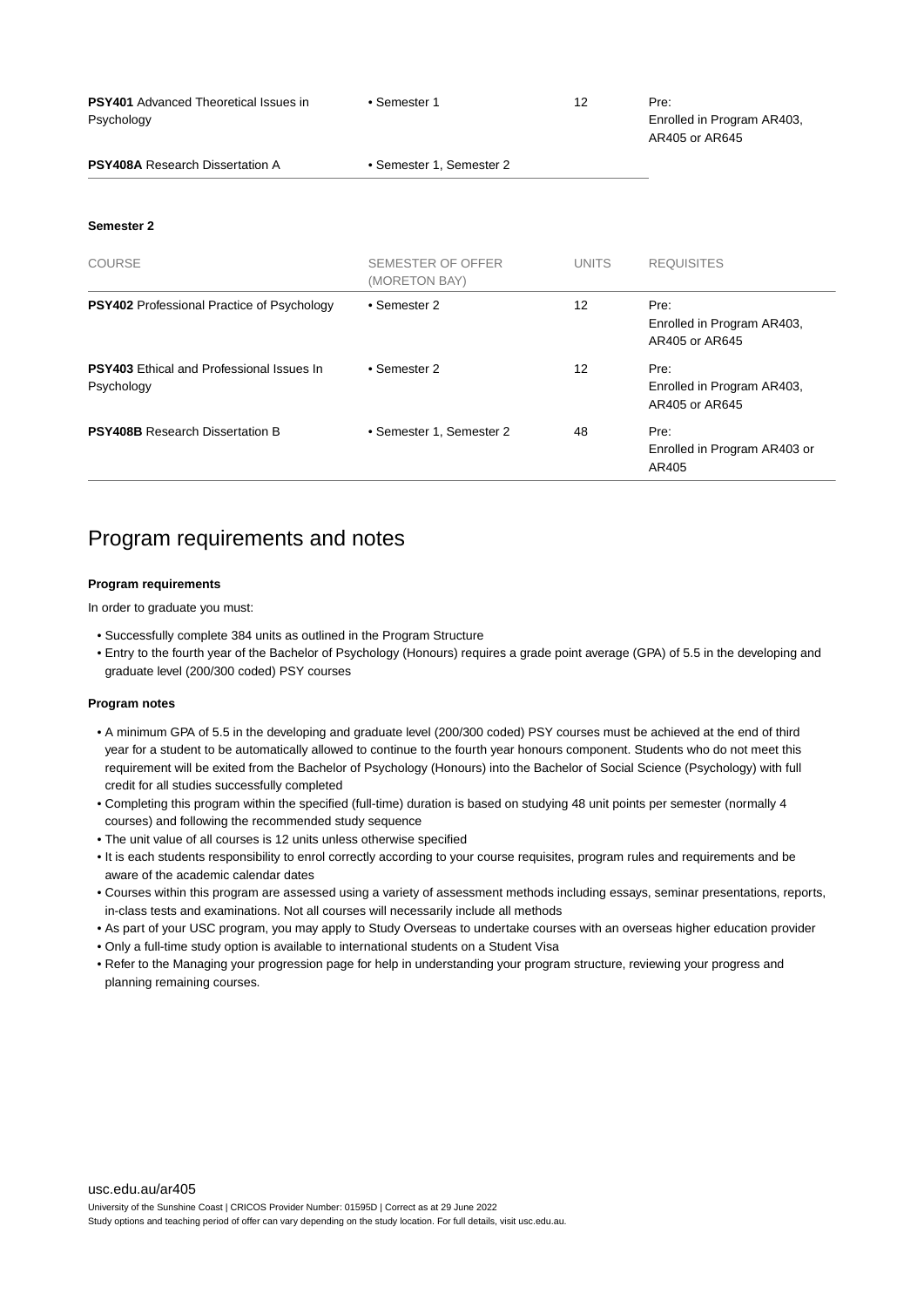| | | | |
|---|---|---|---|
| **PSY401** Advanced Theoretical Issues in Psychology | • Semester 1 | 12 | Pre: Enrolled in Program AR403, AR405 or AR645 |
| **PSY408A** Research Dissertation A | • Semester 1, Semester 2 | | |

**Semester 2**

| COURSE | SEMESTER OF OFFER (MORETON BAY) | UNITS | REQUISITES |
|---|---|---|---|
| **PSY402** Professional Practice of Psychology | • Semester 2 | 12 | Pre: Enrolled in Program AR403, AR405 or AR645 |
| **PSY403** Ethical and Professional Issues In Psychology | • Semester 2 | 12 | Pre: Enrolled in Program AR403, AR405 or AR645 |
| **PSY408B** Research Dissertation B | • Semester 1, Semester 2 | 48 | Pre: Enrolled in Program AR403 or AR405 |

## Program requirements and notes

**Program requirements**

In order to graduate you must:

- Successfully complete 384 units as outlined in the Program Structure
- Entry to the fourth year of the Bachelor of Psychology (Honours) requires a grade point average (GPA) of 5.5 in the developing and graduate level (200/300 coded) PSY courses

**Program notes**

- A minimum GPA of 5.5 in the developing and graduate level (200/300 coded) PSY courses must be achieved at the end of third year for a student to be automatically allowed to continue to the fourth year honours component. Students who do not meet this requirement will be exited from the Bachelor of Psychology (Honours) into the Bachelor of Social Science (Psychology) with full credit for all studies successfully completed
- Completing this program within the specified (full-time) duration is based on studying 48 unit points per semester (normally 4 courses) and following the recommended study sequence
- The unit value of all courses is 12 units unless otherwise specified
- It is each students responsibility to enrol correctly according to your course requisites, program rules and requirements and be aware of the academic calendar dates
- Courses within this program are assessed using a variety of assessment methods including essays, seminar presentations, reports, in-class tests and examinations. Not all courses will necessarily include all methods
- As part of your USC program, you may apply to Study Overseas to undertake courses with an overseas higher education provider
- Only a full-time study option is available to international students on a Student Visa
- Refer to the Managing your progression page for help in understanding your program structure, reviewing your progress and planning remaining courses.